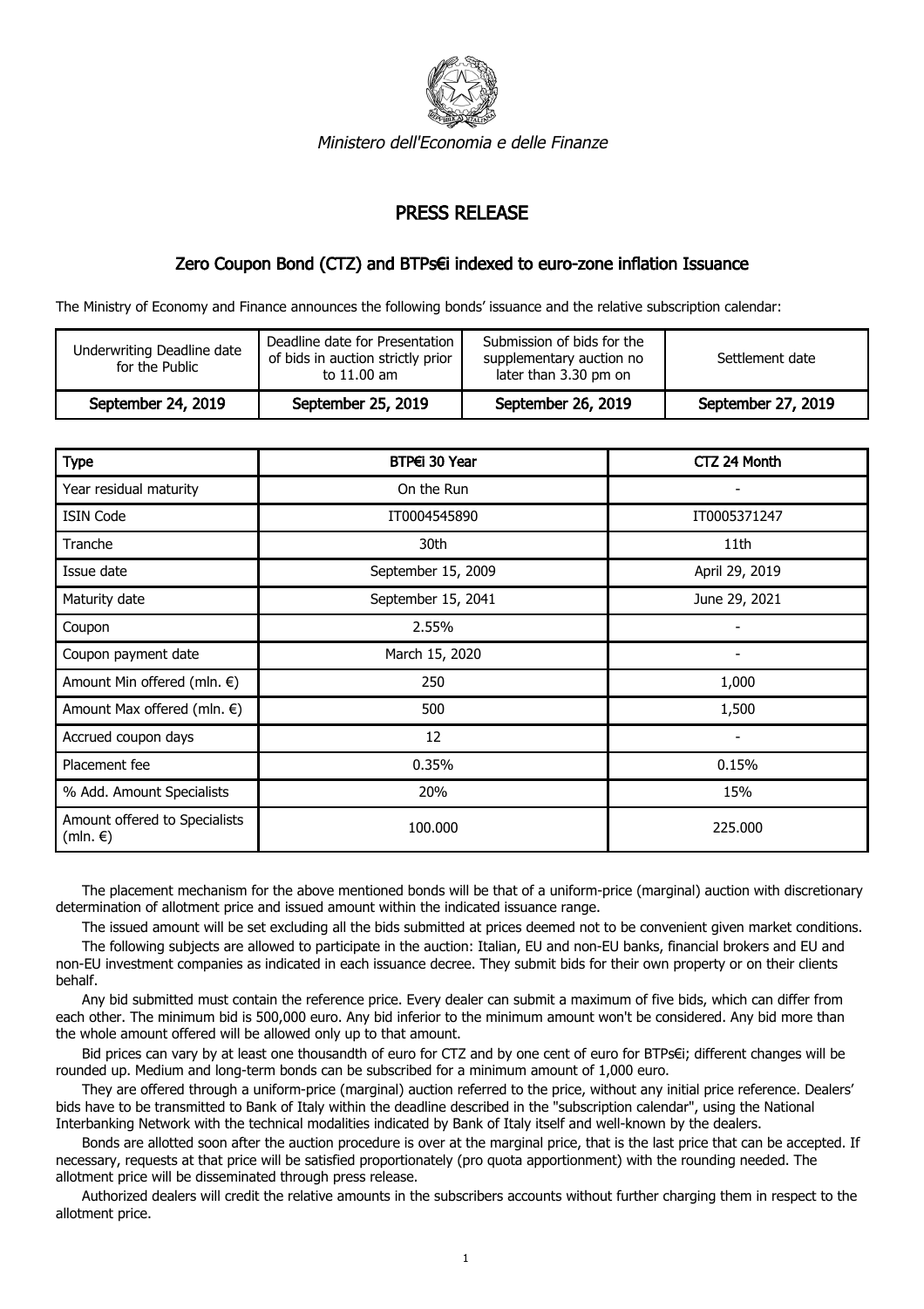*Ministero dell'Economia e delle Finanze*

# PRESS RELEASE

## Zero Coupon Bond (CTZ) and BTPs€i indexed to euro-zone inflation Issuance

The Ministry of Economy and Finance announces the following bonds' issuance and the relative subscription calendar:

| Underwriting Deadline date for the Public | Deadline date for Presentation of bids in auction strictly prior to 11.00 am | Submission of bids for the supplementary auction no later than 3.30 pm on | Settlement date |
|---|---|---|---|
| **September 24, 2019** | **September 25, 2019** | **September 26, 2019** | **September 27, 2019** |

| Type | BTP€i 30 Year | CTZ 24 Month |
|---|---|---|
| Year residual maturity | On the Run | - |
| ISIN Code | IT0004545890 | IT0005371247 |
| Tranche | 30th | 11th |
| Issue date | September 15, 2009 | April 29, 2019 |
| Maturity date | September 15, 2041 | June 29, 2021 |
| Coupon | 2.55% | - |
| Coupon payment date | March 15, 2020 | - |
| Amount Min offered (mln. €) | 250 | 1,000 |
| Amount Max offered (mln. €) | 500 | 1,500 |
| Accrued coupon days | 12 | - |
| Placement fee | 0.35% | 0.15% |
| % Add. Amount Specialists | 20% | 15% |
| Amount offered to Specialists (mln. €) | 100.000 | 225.000 |

The placement mechanism for the above mentioned bonds will be that of a uniform-price (marginal) auction with discretionary determination of allotment price and issued amount within the indicated issuance range.

The issued amount will be set excluding all the bids submitted at prices deemed not to be convenient given market conditions.

The following subjects are allowed to participate in the auction: Italian, EU and non-EU banks, financial brokers and EU and non-EU investment companies as indicated in each issuance decree. They submit bids for their own property or on their clients behalf.

Any bid submitted must contain the reference price. Every dealer can submit a maximum of five bids, which can differ from each other. The minimum bid is 500,000 euro. Any bid inferior to the minimum amount won't be considered. Any bid more than the whole amount offered will be allowed only up to that amount.

Bid prices can vary by at least one thousandth of euro for CTZ and by one cent of euro for BTPs€i; different changes will be rounded up. Medium and long-term bonds can be subscribed for a minimum amount of 1,000 euro.

They are offered through a uniform-price (marginal) auction referred to the price, without any initial price reference. Dealers' bids have to be transmitted to Bank of Italy within the deadline described in the "subscription calendar", using the National Interbanking Network with the technical modalities indicated by Bank of Italy itself and well-known by the dealers.

Bonds are allotted soon after the auction procedure is over at the marginal price, that is the last price that can be accepted. If necessary, requests at that price will be satisfied proportionately (pro quota apportionment) with the rounding needed. The allotment price will be disseminated through press release.

Authorized dealers will credit the relative amounts in the subscribers accounts without further charging them in respect to the allotment price.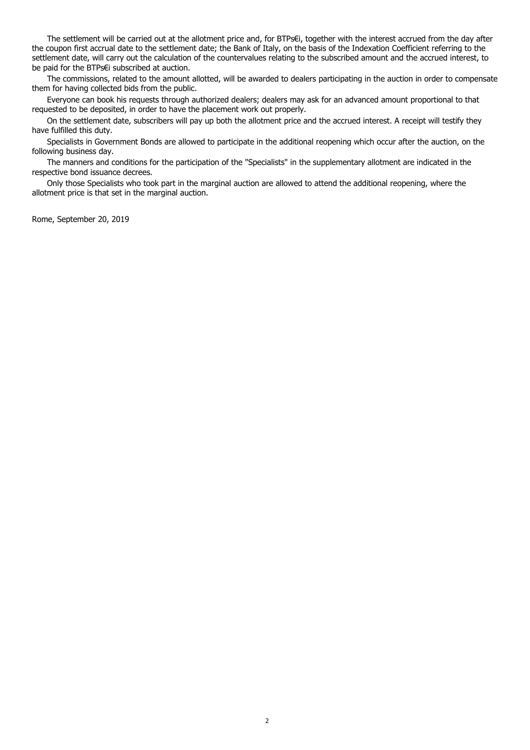The settlement will be carried out at the allotment price and, for BTPs€i, together with the interest accrued from the day after the coupon first accrual date to the settlement date; the Bank of Italy, on the basis of the Indexation Coefficient referring to the settlement date, will carry out the calculation of the countervalues relating to the subscribed amount and the accrued interest, to be paid for the BTPs€i subscribed at auction.

The commissions, related to the amount allotted, will be awarded to dealers participating in the auction in order to compensate them for having collected bids from the public.

Everyone can book his requests through authorized dealers; dealers may ask for an advanced amount proportional to that requested to be deposited, in order to have the placement work out properly.

On the settlement date, subscribers will pay up both the allotment price and the accrued interest. A receipt will testify they have fulfilled this duty.

Specialists in Government Bonds are allowed to participate in the additional reopening which occur after the auction, on the following business day.

The manners and conditions for the participation of the "Specialists" in the supplementary allotment are indicated in the respective bond issuance decrees.

Only those Specialists who took part in the marginal auction are allowed to attend the additional reopening, where the allotment price is that set in the marginal auction.

Rome, September 20, 2019